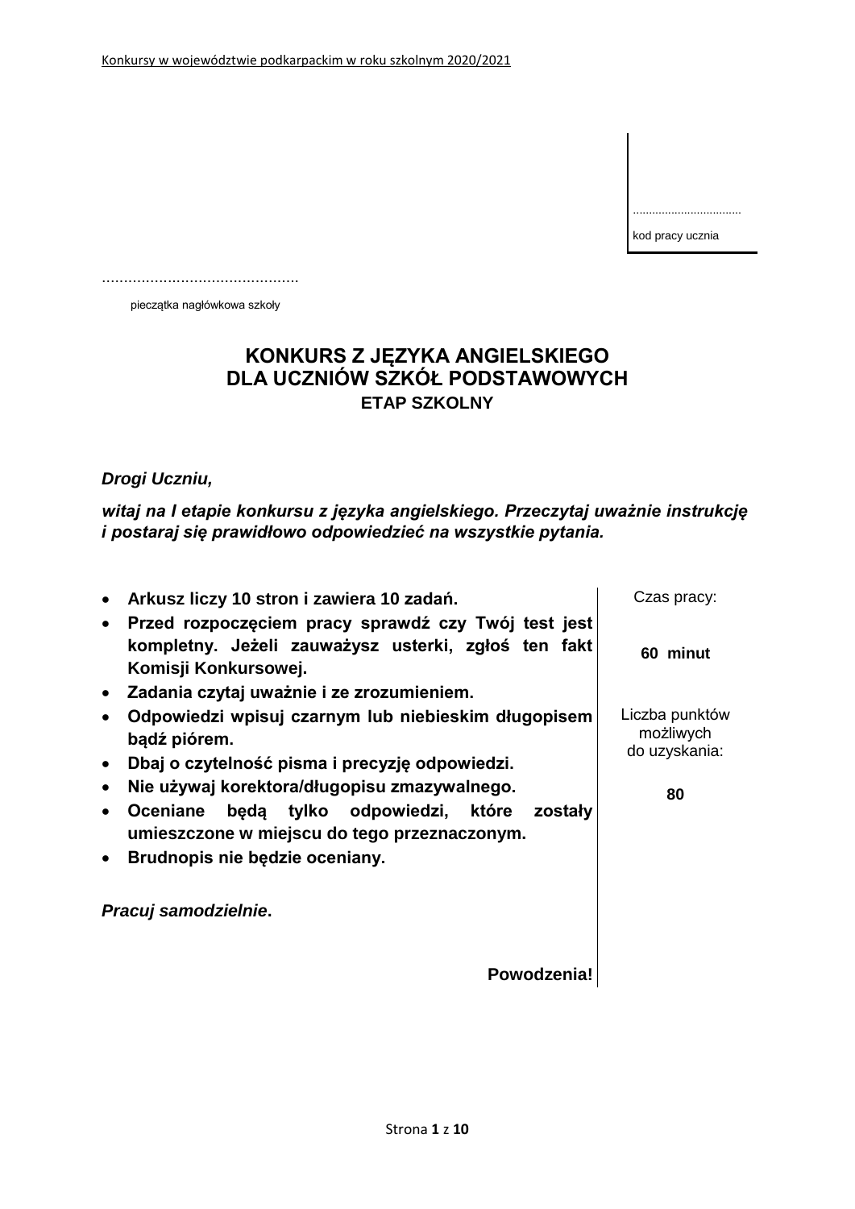Konkursy w województwie podkarpackim w roku szkolnym 2020/2021

...............................

kod pracy ucznia

............................................

pieczątka nagłówkowa szkoły

# KONKURS Z JĘZYKA ANGIELSKIEGO DLA UCZNIÓW SZKÓŁ PODSTAWOWYCH

## ETAP SZKOLNY

***Drogi Uczniu,***

***witaj na I etapie konkursu z języka angielskiego. Przeczytaj uważnie instrukcję i postaraj się prawidłowo odpowiedzieć na wszystkie pytania.***

- **Arkusz liczy 10 stron i zawiera 10 zadań.**
- **Przed rozpoczęciem pracy sprawdź czy Twój test jest kompletny. Jeżeli zauważysz usterki, zgłoś ten fakt Komisji Konkursowej.**
- **Zadania czytaj uważnie i ze zrozumieniem.**
- **Odpowiedzi wpisuj czarnym lub niebieskim długopisem bądź piórem.**
- **Dbaj o czytelność pisma i precyzję odpowiedzi.**
- **Nie używaj korektora/długopisu zmazywalnego.**
- **Oceniane będą tylko odpowiedzi, które zostały umieszczone w miejscu do tego przeznaczonym.**
- **Brudnopis nie będzie oceniany.**

***Pracuj samodzielnie*.**

**Powodzenia!**

Czas pracy:

**60 minut**

Liczba punktów możliwych do uzyskania:

**80**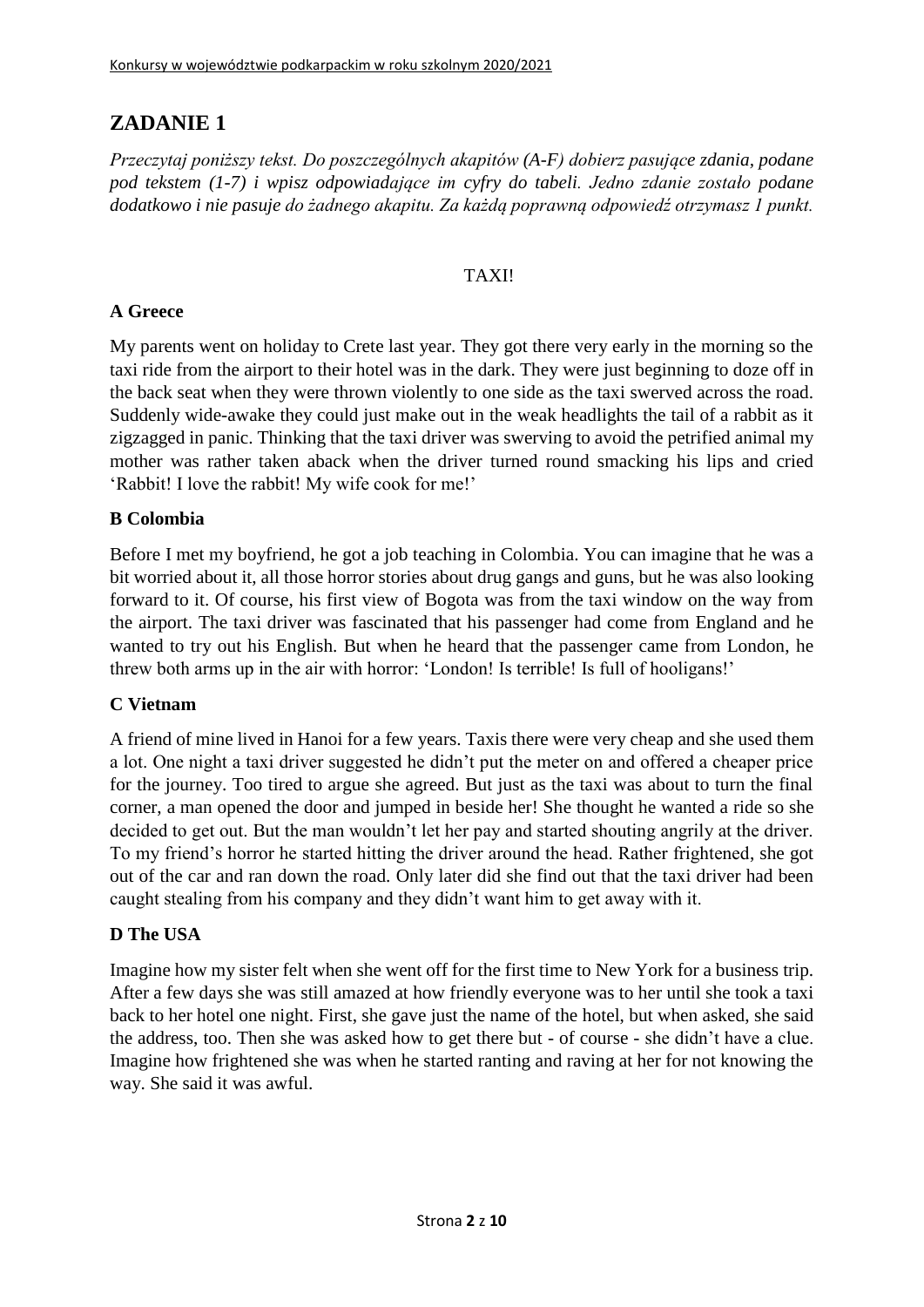## ZADANIE 1

*Przeczytaj poniższy tekst. Do poszczególnych akapitów (A-F) dobierz pasujące zdania, podane pod tekstem (1-7) i wpisz odpowiadające im cyfry do tabeli. Jedno zdanie zostało podane dodatkowo i nie pasuje do żadnego akapitu. Za każdą poprawną odpowiedź otrzymasz 1 punkt.*

TAXI!

### A Greece

My parents went on holiday to Crete last year. They got there very early in the morning so the taxi ride from the airport to their hotel was in the dark. They were just beginning to doze off in the back seat when they were thrown violently to one side as the taxi swerved across the road. Suddenly wide-awake they could just make out in the weak headlights the tail of a rabbit as it zigzagged in panic. Thinking that the taxi driver was swerving to avoid the petrified animal my mother was rather taken aback when the driver turned round smacking his lips and cried 'Rabbit! I love the rabbit! My wife cook for me!'

### B Colombia

Before I met my boyfriend, he got a job teaching in Colombia. You can imagine that he was a bit worried about it, all those horror stories about drug gangs and guns, but he was also looking forward to it. Of course, his first view of Bogota was from the taxi window on the way from the airport. The taxi driver was fascinated that his passenger had come from England and he wanted to try out his English. But when he heard that the passenger came from London, he threw both arms up in the air with horror: 'London! Is terrible! Is full of hooligans!'

### C Vietnam

A friend of mine lived in Hanoi for a few years. Taxis there were very cheap and she used them a lot. One night a taxi driver suggested he didn't put the meter on and offered a cheaper price for the journey. Too tired to argue she agreed. But just as the taxi was about to turn the final corner, a man opened the door and jumped in beside her! She thought he wanted a ride so she decided to get out. But the man wouldn't let her pay and started shouting angrily at the driver. To my friend's horror he started hitting the driver around the head. Rather frightened, she got out of the car and ran down the road. Only later did she find out that the taxi driver had been caught stealing from his company and they didn't want him to get away with it.

### D The USA

Imagine how my sister felt when she went off for the first time to New York for a business trip. After a few days she was still amazed at how friendly everyone was to her until she took a taxi back to her hotel one night. First, she gave just the name of the hotel, but when asked, she said the address, too. Then she was asked how to get there but - of course - she didn't have a clue. Imagine how frightened she was when he started ranting and raving at her for not knowing the way. She said it was awful.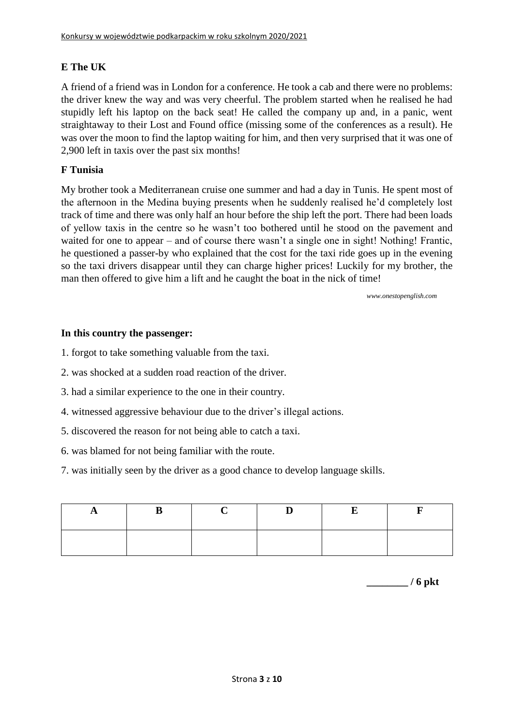### E The UK

A friend of a friend was in London for a conference. He took a cab and there were no problems: the driver knew the way and was very cheerful. The problem started when he realised he had stupidly left his laptop on the back seat! He called the company up and, in a panic, went straightaway to their Lost and Found office (missing some of the conferences as a result). He was over the moon to find the laptop waiting for him, and then very surprised that it was one of 2,900 left in taxis over the past six months!

### F Tunisia

My brother took a Mediterranean cruise one summer and had a day in Tunis. He spent most of the afternoon in the Medina buying presents when he suddenly realised he'd completely lost track of time and there was only half an hour before the ship left the port. There had been loads of yellow taxis in the centre so he wasn't too bothered until he stood on the pavement and waited for one to appear – and of course there wasn't a single one in sight! Nothing! Frantic, he questioned a passer-by who explained that the cost for the taxi ride goes up in the evening so the taxi drivers disappear until they can charge higher prices! Luckily for my brother, the man then offered to give him a lift and he caught the boat in the nick of time!

*www.onestopenglish.com*

**In this country the passenger:**

1. forgot to take something valuable from the taxi.
2. was shocked at a sudden road reaction of the driver.
3. had a similar experience to the one in their country.
4. witnessed aggressive behaviour due to the driver's illegal actions.
5. discovered the reason for not being able to catch a taxi.
6. was blamed for not being familiar with the route.
7. was initially seen by the driver as a good chance to develop language skills.

| A | B | C | D | E | F |
|---|---|---|---|---|---|
| | | | | | |

________ / 6 pkt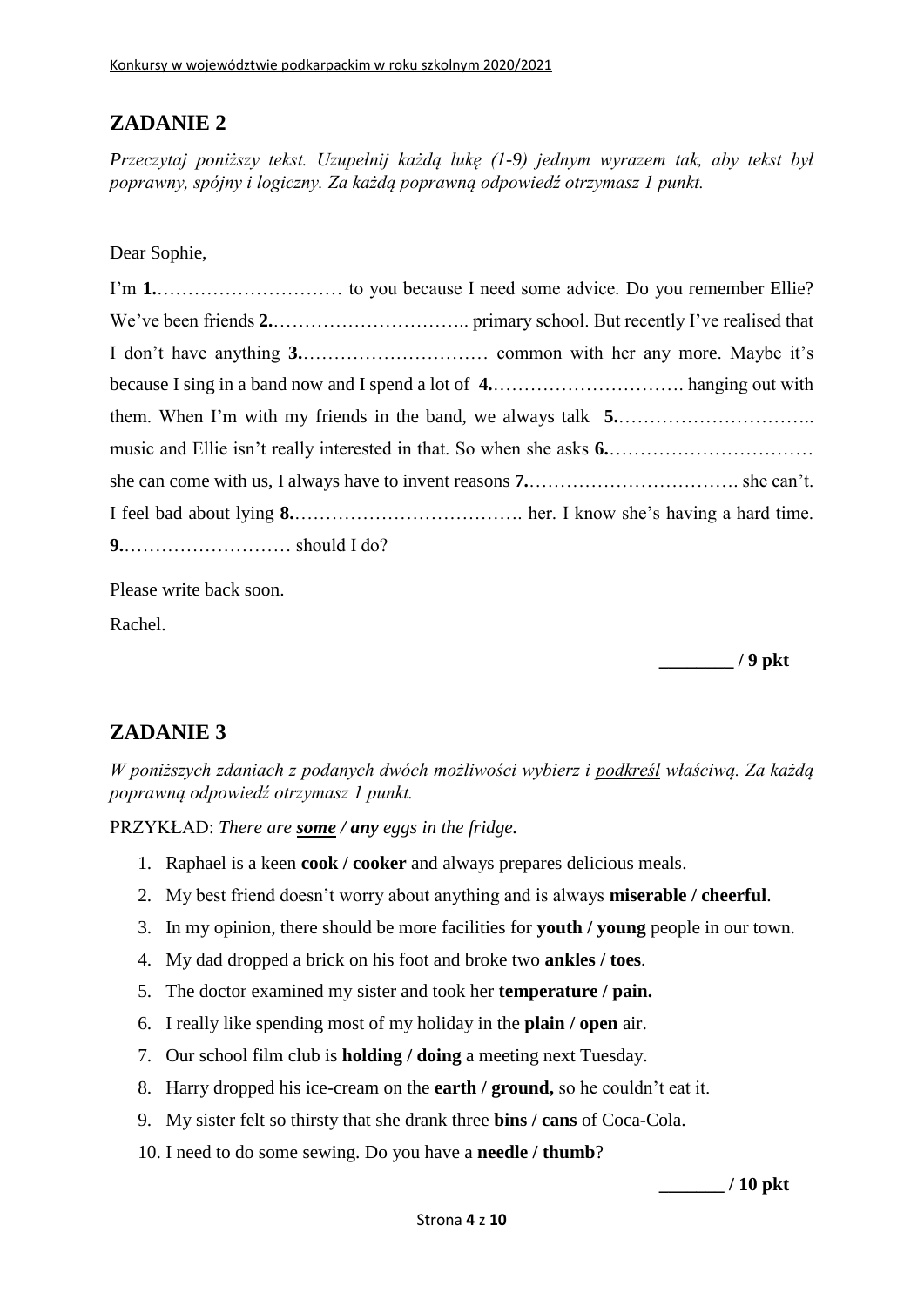## ZADANIE 2

*Przeczytaj poniższy tekst. Uzupełnij każdą lukę (1-9) jednym wyrazem tak, aby tekst był poprawny, spójny i logiczny. Za każdą poprawną odpowiedź otrzymasz 1 punkt.*

Dear Sophie,

I'm **1.**………………………… to you because I need some advice. Do you remember Ellie? We've been friends **2.**………………………….. primary school. But recently I've realised that I don't have anything **3.**………………………… common with her any more. Maybe it's because I sing in a band now and I spend a lot of **4.**…………………………. hanging out with them. When I'm with my friends in the band, we always talk **5.**………………………….. music and Ellie isn't really interested in that. So when she asks **6.**…………………………… she can come with us, I always have to invent reasons **7.**……………………………. she can't. I feel bad about lying **8.**………………………………. her. I know she's having a hard time. **9.**……………………… should I do?

Please write back soon.

Rachel.

**________ / 9 pkt**

## ZADANIE 3

*W poniższych zdaniach z podanych dwóch możliwości wybierz i <u>podkreśl</u> właściwą. Za każdą poprawną odpowiedź otrzymasz 1 punkt.*

PRZYKŁAD: *There are <u>**some**</u> **/ any** eggs in the fridge.*

1. Raphael is a keen **cook / cooker** and always prepares delicious meals.
2. My best friend doesn't worry about anything and is always **miserable / cheerful**.
3. In my opinion, there should be more facilities for **youth / young** people in our town.
4. My dad dropped a brick on his foot and broke two **ankles / toes**.
5. The doctor examined my sister and took her **temperature / pain.**
6. I really like spending most of my holiday in the **plain / open** air.
7. Our school film club is **holding / doing** a meeting next Tuesday.
8. Harry dropped his ice-cream on the **earth / ground,** so he couldn't eat it.
9. My sister felt so thirsty that she drank three **bins / cans** of Coca-Cola.
10. I need to do some sewing. Do you have a **needle / thumb**?

**_______ / 10 pkt**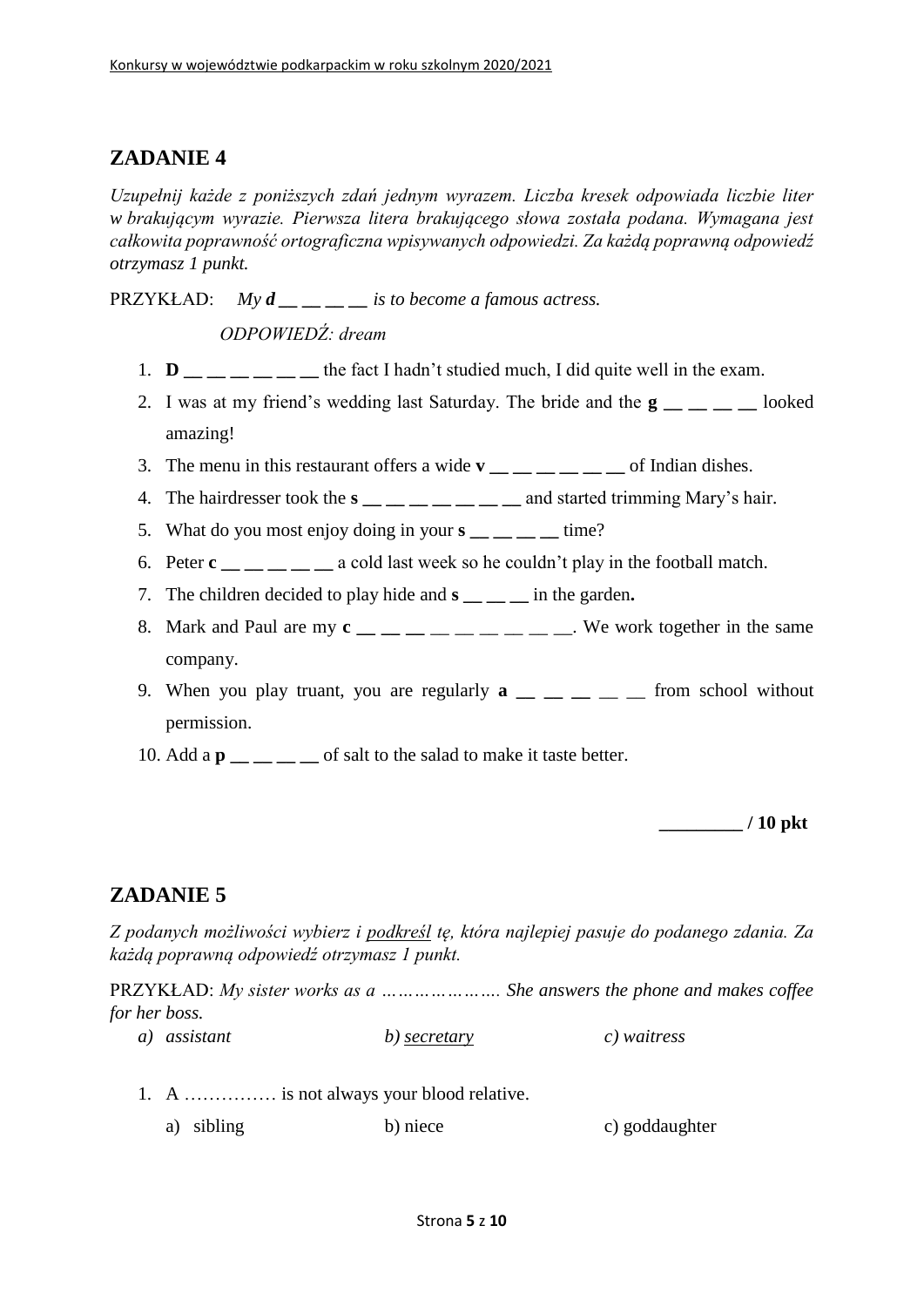## ZADANIE 4

*Uzupełnij każde z poniższych zdań jednym wyrazem. Liczba kresek odpowiada liczbie liter w brakującym wyrazie. Pierwsza litera brakującego słowa została podana. Wymagana jest całkowita poprawność ortograficzna wpisywanych odpowiedzi. Za każdą poprawną odpowiedź otrzymasz 1 punkt.*

PRZYKŁAD: *My **d** __ __ __ __ is to become a famous actress.*

*ODPOWIEDŹ: dream*

1. **D** __ __ __ __ __ __ the fact I hadn't studied much, I did quite well in the exam.
2. I was at my friend's wedding last Saturday. The bride and the **g** __ __ __ __ looked amazing!
3. The menu in this restaurant offers a wide **v** __ __ __ __ __ __ of Indian dishes.
4. The hairdresser took the **s** __ __ __ __ __ __ __ and started trimming Mary's hair.
5. What do you most enjoy doing in your **s** __ __ __ __ time?
6. Peter **c** __ __ __ __ __ a cold last week so he couldn't play in the football match.
7. The children decided to play hide and **s** __ __ __ in the garden**.**
8. Mark and Paul are my **c** __ __ __ __ __ __ __ __ __. We work together in the same company.
9. When you play truant, you are regularly **a** __ __ __ __ __ from school without permission.
10. Add a **p** __ __ __ __ of salt to the salad to make it taste better.

**_________ / 10 pkt**

## ZADANIE 5

*Z podanych możliwości wybierz i podkreśl tę, która najlepiej pasuje do podanego zdania. Za każdą poprawną odpowiedź otrzymasz 1 punkt.*

PRZYKŁAD: *My sister works as a …………………. She answers the phone and makes coffee for her boss.*

*a) assistant* *b) secretary* *c) waitress*

1. A …………… is not always your blood relative.

   a) sibling b) niece c) goddaughter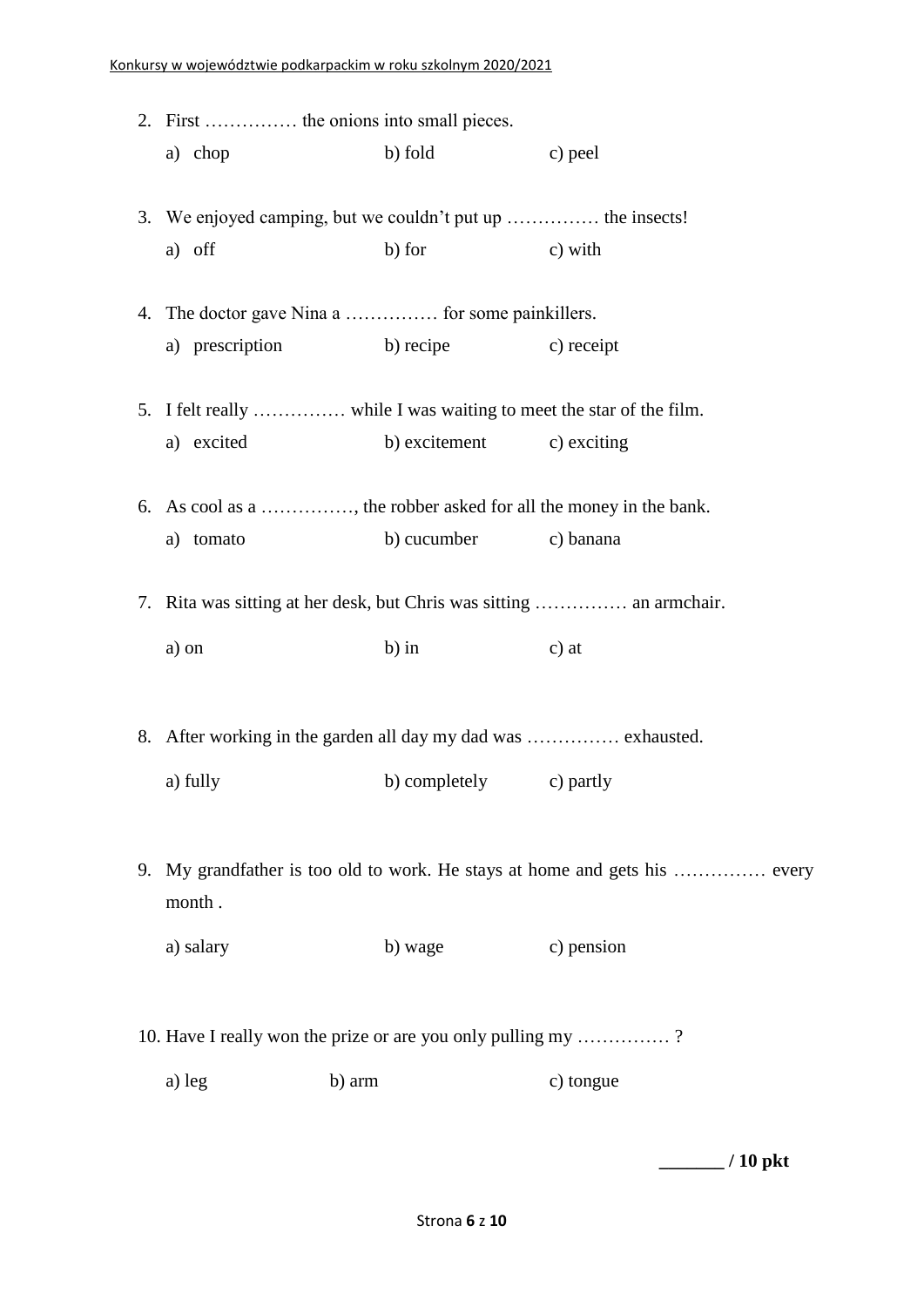2. First …………… the onions into small pieces.

   a) chop b) fold c) peel

3. We enjoyed camping, but we couldn't put up …………… the insects!

   a) off b) for c) with

4. The doctor gave Nina a …………… for some painkillers.

   a) prescription b) recipe c) receipt

5. I felt really …………… while I was waiting to meet the star of the film.

   a) excited b) excitement c) exciting

6. As cool as a ……………, the robber asked for all the money in the bank.

   a) tomato b) cucumber c) banana

7. Rita was sitting at her desk, but Chris was sitting …………… an armchair.

   a) on b) in c) at

8. After working in the garden all day my dad was …………… exhausted.

   a) fully b) completely c) partly

9. My grandfather is too old to work. He stays at home and gets his …………… every month .

   a) salary b) wage c) pension

10. Have I really won the prize or are you only pulling my …………… ?

    a) leg b) arm c) tongue

**_______ / 10 pkt**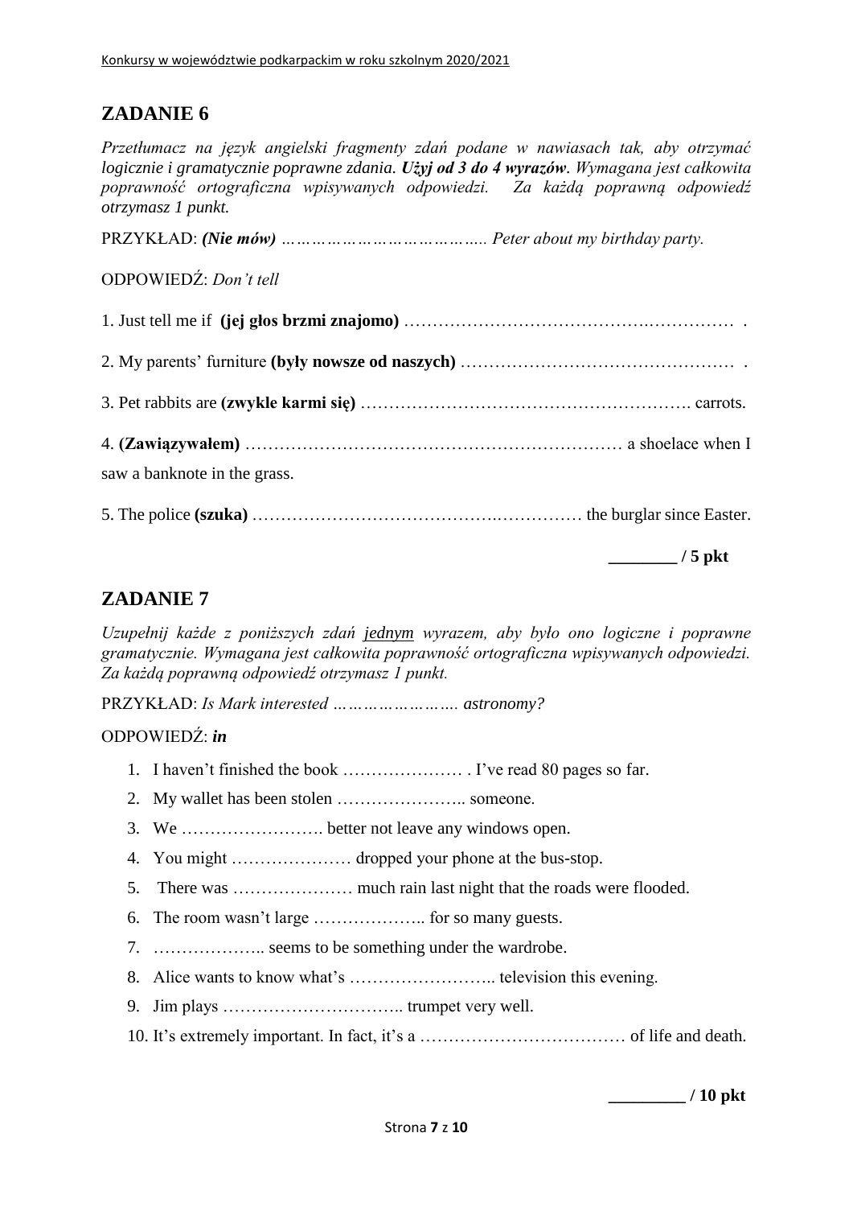## ZADANIE 6

*Przetłumacz na język angielski fragmenty zdań podane w nawiasach tak, aby otrzymać logicznie i gramatycznie poprawne zdania.* ***Użyj od 3 do 4 wyrazów****. Wymagana jest całkowita poprawność ortograficzna wpisywanych odpowiedzi. Za każdą poprawną odpowiedź otrzymasz 1 punkt.*

PRZYKŁAD: ***(Nie mów)*** *………………………………….. Peter about my birthday party.*

ODPOWIEDŹ: *Don't tell*

1. Just tell me if **(jej głos brzmi znajomo)** …………………………………….……………  .

2. My parents' furniture **(były nowsze od naszych)** …………………………………………  .

3. Pet rabbits are **(zwykle karmi się)** …………………………………………………. carrots.

4. **(Zawiązywałem)** ………………………………………………………… a shoelace when I saw a banknote in the grass.

5. The police **(szuka)** …………………………………….…………… the burglar since Easter.

**\_\_\_\_\_\_\_\_ / 5 pkt**

## ZADANIE 7

*Uzupełnij każde z poniższych zdań* *jednym* *wyrazem, aby było ono logiczne i poprawne gramatycznie. Wymagana jest całkowita poprawność ortograficzna wpisywanych odpowiedzi. Za każdą poprawną odpowiedź otrzymasz 1 punkt.*

PRZYKŁAD: *Is Mark interested ……………………. astronomy?*

ODPOWIEDŹ: ***in***

1. I haven't finished the book ………………… . I've read 80 pages so far.
2. My wallet has been stolen ………………….. someone.
3. We ……………………. better not leave any windows open.
4. You might ………………… dropped your phone at the bus-stop.
5. There was ………………… much rain last night that the roads were flooded.
6. The room wasn't large ……………….. for so many guests.
7. ……………….. seems to be something under the wardrobe.
8. Alice wants to know what's …………………….. television this evening.
9. Jim plays ………………………….. trumpet very well.
10. It's extremely important. In fact, it's a ……………………………… of life and death.

**\_\_\_\_\_\_\_\_\_ / 10 pkt**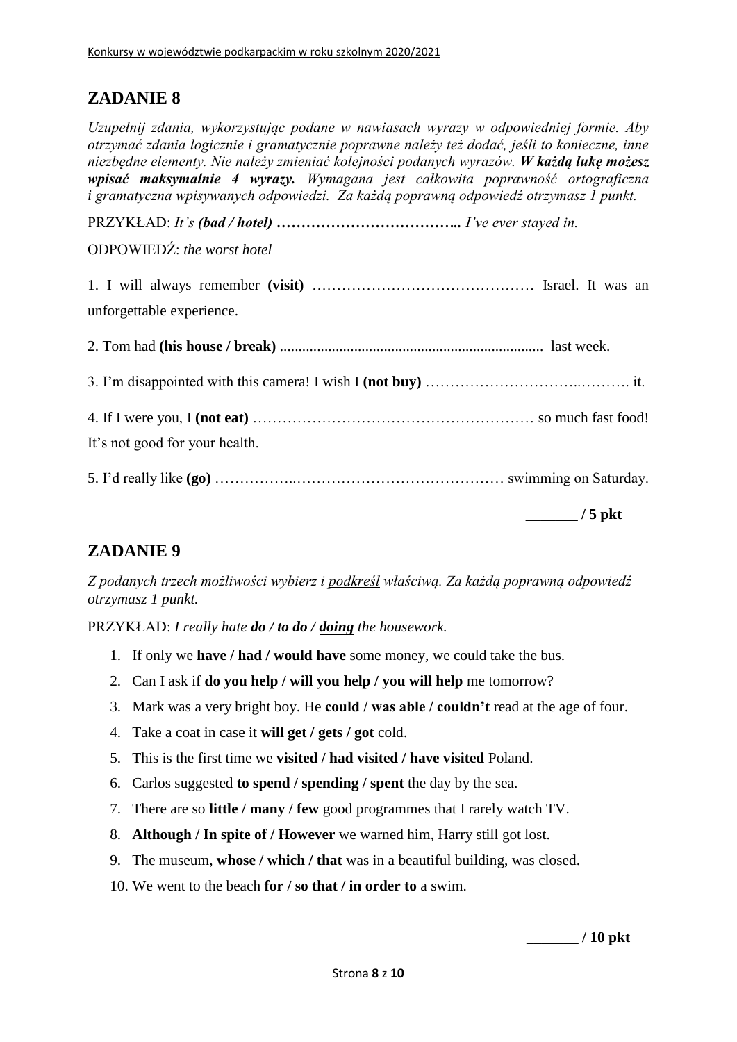## ZADANIE 8

*Uzupełnij zdania, wykorzystując podane w nawiasach wyrazy w odpowiedniej formie. Aby otrzymać zdania logicznie i gramatycznie poprawne należy też dodać, jeśli to konieczne, inne niezbędne elementy. Nie należy zmieniać kolejności podanych wyrazów.* ***W każdą lukę możesz wpisać maksymalnie 4 wyrazy.*** *Wymagana jest całkowita poprawność ortograficzna i gramatyczna wpisywanych odpowiedzi. Za każdą poprawną odpowiedź otrzymasz 1 punkt.*

PRZYKŁAD: *It's* ***(bad / hotel)*** **………………………………..** *I've ever stayed in.*

ODPOWIEDŹ: *the worst hotel*

1. I will always remember **(visit)** ……………………………………… Israel. It was an unforgettable experience.

2. Tom had **(his house / break)** ...................................................................... last week.

3. I'm disappointed with this camera! I wish I **(not buy)** ………………………..………. it.

4. If I were you, I **(not eat)** ………………………………………………… so much fast food! It's not good for your health.

5. I'd really like **(go)** ……………..…………………………………… swimming on Saturday.

**_______ / 5 pkt**

## ZADANIE 9

*Z podanych trzech możliwości wybierz i* <u>*podkreśl*</u> *właściwą. Za każdą poprawną odpowiedź otrzymasz 1 punkt.*

PRZYKŁAD: *I really hate* ***do / to do /*** <u>***doing***</u> *the housework.*

1. If only we **have / had / would have** some money, we could take the bus.
2. Can I ask if **do you help / will you help / you will help** me tomorrow?
3. Mark was a very bright boy. He **could / was able / couldn't** read at the age of four.
4. Take a coat in case it **will get / gets / got** cold.
5. This is the first time we **visited / had visited / have visited** Poland.
6. Carlos suggested **to spend / spending / spent** the day by the sea.
7. There are so **little / many / few** good programmes that I rarely watch TV.
8. **Although / In spite of / However** we warned him, Harry still got lost.
9. The museum, **whose / which / that** was in a beautiful building, was closed.
10. We went to the beach **for / so that / in order to** a swim.

**_______ / 10 pkt**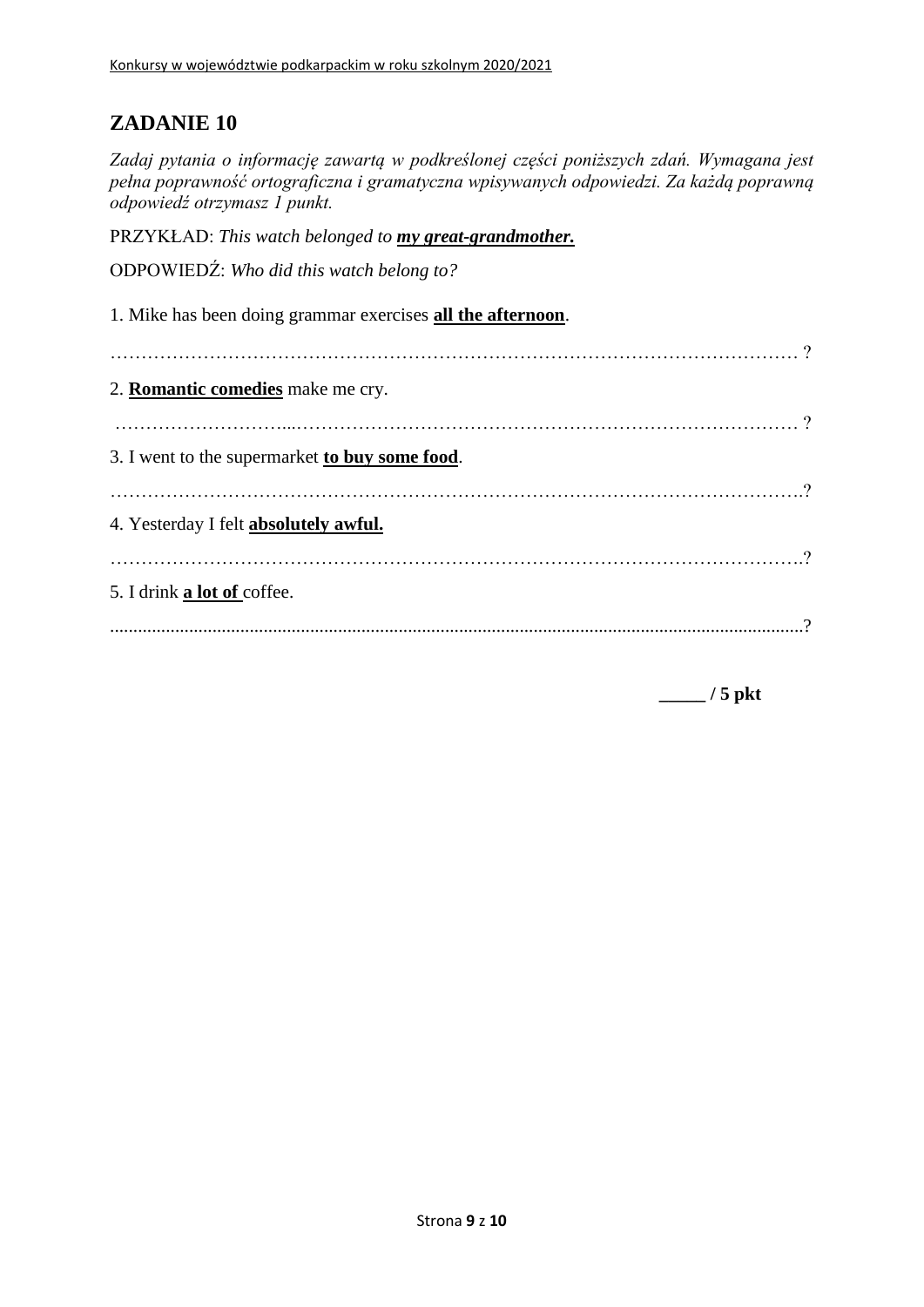## ZADANIE 10

*Zadaj pytania o informację zawartą w podkreślonej części poniższych zdań. Wymagana jest pełna poprawność ortograficzna i gramatyczna wpisywanych odpowiedzi. Za każdą poprawną odpowiedź otrzymasz 1 punkt.*

PRZYKŁAD: *This watch belonged to **my great-grandmother.***

ODPOWIEDŹ: *Who did this watch belong to?*

1. Mike has been doing grammar exercises **all the afternoon**.

……………………………………………………………………………………………… ?

2. **Romantic comedies** make me cry.

……………………………………………………………………………………………… ?

3. I went to the supermarket **to buy some food**.

……………………………………………………………………………………………….?

4. Yesterday I felt **absolutely awful.**

……………………………………………………………………………………………….?

5. I drink **a lot of** coffee.

.......................................................................................................................................?

**_____ / 5 pkt**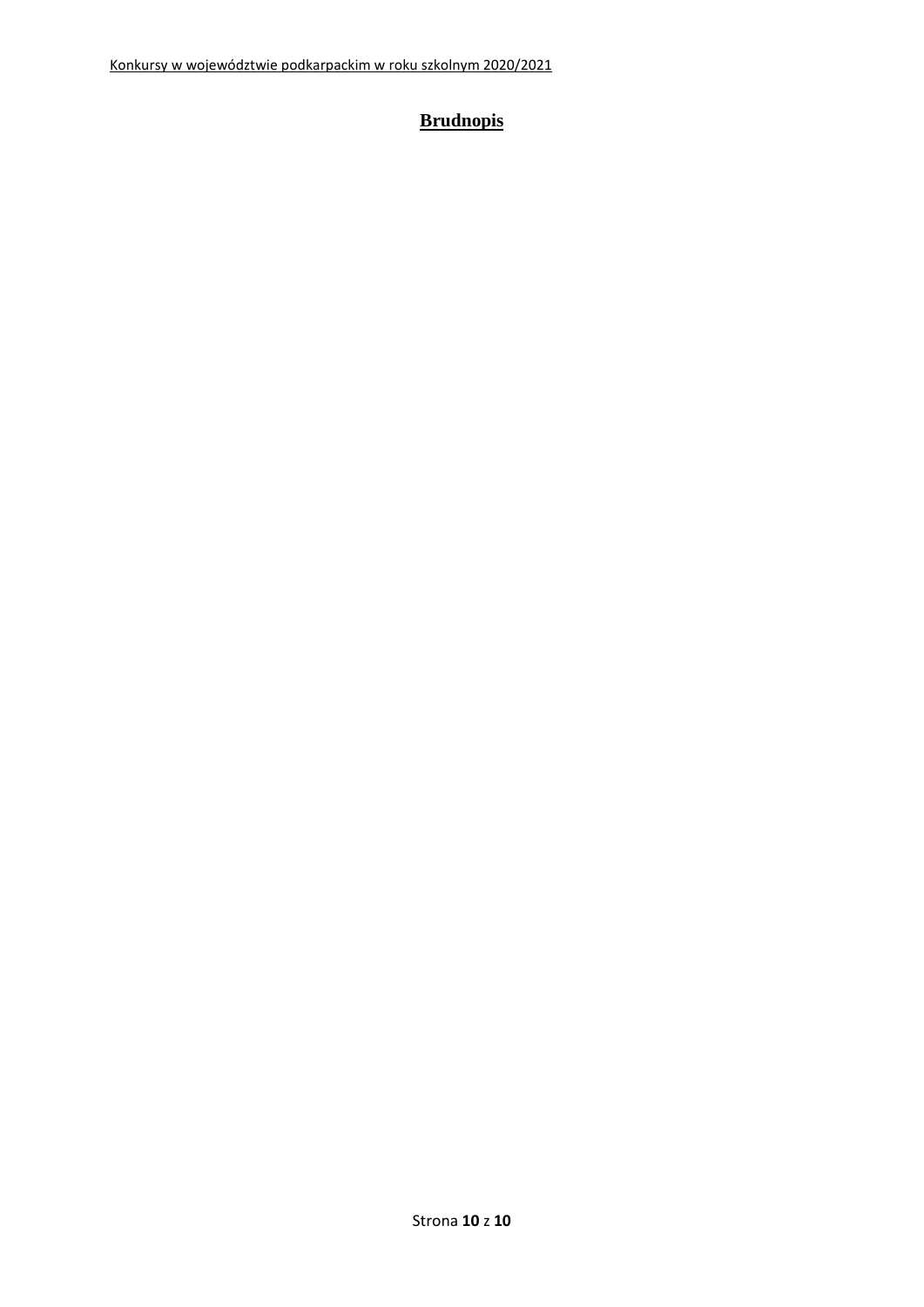**Brudnopis**